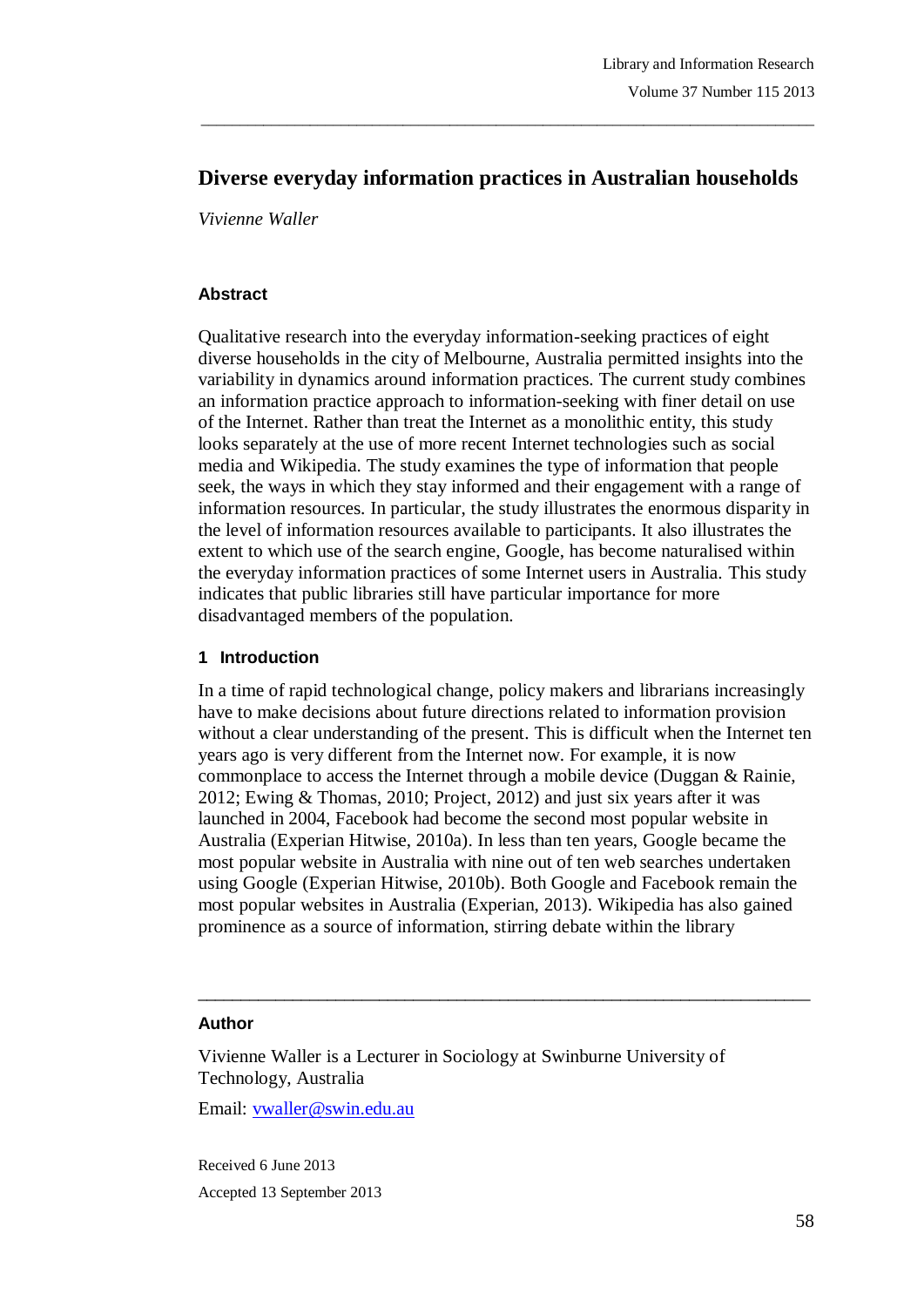# Diverse everyday information practices in Australian households

*Vivienne Waller*

## Abstract

Qualitative research into the everyday information-seeking practices of eight diverse households in the city of Melbourne, Australia permitted insights into the variability in dynamics around information practices. The current study combines an information practice approach to information-seeking with finer detail on use of the Internet. Rather than treat the Internet as a monolithic entity, this study looks separately at the use of more recent Internet technologies such as social media and Wikipedia. The study examines the type of information that people seek, the ways in which they stay informed and their engagement with a range of information resources. In particular, the study illustrates the enormous disparity in the level of information resources available to participants. It also illustrates the extent to which use of the search engine, Google, has become naturalised within the everyday information practices of some Internet users in Australia. This study indicates that public libraries still have particular importance for more disadvantaged members of the population.

## 1 Introduction

In a time of rapid technological change, policy makers and librarians increasingly have to make decisions about future directions related to information provision without a clear understanding of the present. This is difficult when the Internet ten years ago is very different from the Internet now. For example, it is now commonplace to access the Internet through a mobile device (Duggan & Rainie, 2012; Ewing & Thomas, 2010; Project, 2012) and just six years after it was launched in 2004, Facebook had become the second most popular website in Australia (Experian Hitwise, 2010a). In less than ten years, Google became the most popular website in Australia with nine out of ten web searches undertaken using Google (Experian Hitwise, 2010b). Both Google and Facebook remain the most popular websites in Australia (Experian, 2013). Wikipedia has also gained prominence as a source of information, stirring debate within the library

---

**Author**

Vivienne Waller is a Lecturer in Sociology at Swinburne University of Technology, Australia

Email: [vwaller@swin.edu.au](mailto:vwaller@swin.edu.au)

Received 6 June 2013

Accepted 13 September 2013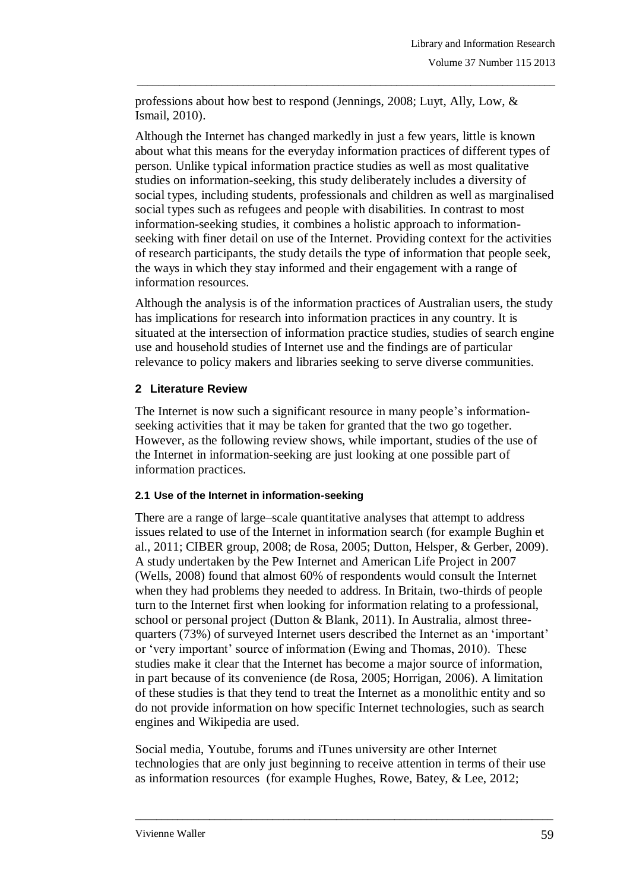professions about how best to respond (Jennings, 2008; Luyt, Ally, Low, & Ismail, 2010).

Although the Internet has changed markedly in just a few years, little is known about what this means for the everyday information practices of different types of person. Unlike typical information practice studies as well as most qualitative studies on information-seeking, this study deliberately includes a diversity of social types, including students, professionals and children as well as marginalised social types such as refugees and people with disabilities. In contrast to most information-seeking studies, it combines a holistic approach to information-seeking with finer detail on use of the Internet. Providing context for the activities of research participants, the study details the type of information that people seek, the ways in which they stay informed and their engagement with a range of information resources.

Although the analysis is of the information practices of Australian users, the study has implications for research into information practices in any country. It is situated at the intersection of information practice studies, studies of search engine use and household studies of Internet use and the findings are of particular relevance to policy makers and libraries seeking to serve diverse communities.

## 2 Literature Review

The Internet is now such a significant resource in many people's information-seeking activities that it may be taken for granted that the two go together. However, as the following review shows, while important, studies of the use of the Internet in information-seeking are just looking at one possible part of information practices.

### 2.1 Use of the Internet in information-seeking

There are a range of large–scale quantitative analyses that attempt to address issues related to use of the Internet in information search (for example Bughin et al., 2011; CIBER group, 2008; de Rosa, 2005; Dutton, Helsper, & Gerber, 2009). A study undertaken by the Pew Internet and American Life Project in 2007 (Wells, 2008) found that almost 60% of respondents would consult the Internet when they had problems they needed to address. In Britain, two-thirds of people turn to the Internet first when looking for information relating to a professional, school or personal project (Dutton & Blank, 2011). In Australia, almost three-quarters (73%) of surveyed Internet users described the Internet as an 'important' or 'very important' source of information (Ewing and Thomas, 2010). These studies make it clear that the Internet has become a major source of information, in part because of its convenience (de Rosa, 2005; Horrigan, 2006). A limitation of these studies is that they tend to treat the Internet as a monolithic entity and so do not provide information on how specific Internet technologies, such as search engines and Wikipedia are used.

Social media, Youtube, forums and iTunes university are other Internet technologies that are only just beginning to receive attention in terms of their use as information resources (for example Hughes, Rowe, Batey, & Lee, 2012;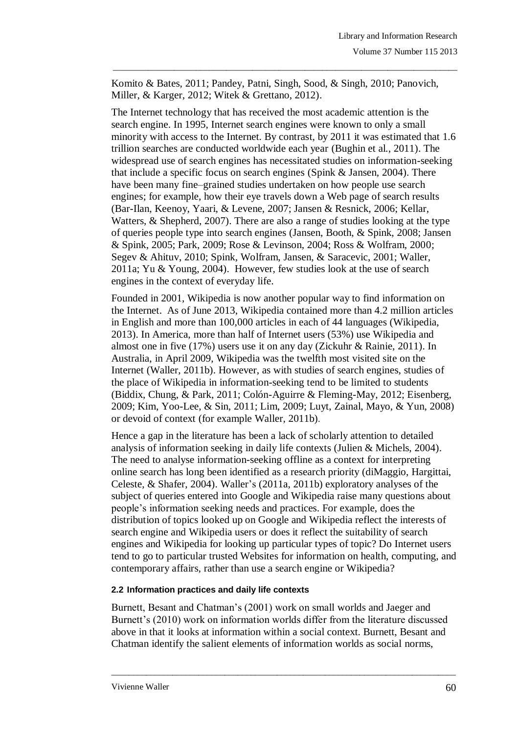Komito & Bates, 2011; Pandey, Patni, Singh, Sood, & Singh, 2010; Panovich, Miller, & Karger, 2012; Witek & Grettano, 2012).

The Internet technology that has received the most academic attention is the search engine. In 1995, Internet search engines were known to only a small minority with access to the Internet. By contrast, by 2011 it was estimated that 1.6 trillion searches are conducted worldwide each year (Bughin et al., 2011). The widespread use of search engines has necessitated studies on information-seeking that include a specific focus on search engines (Spink & Jansen, 2004). There have been many fine–grained studies undertaken on how people use search engines; for example, how their eye travels down a Web page of search results (Bar-Ilan, Keenoy, Yaari, & Levene, 2007; Jansen & Resnick, 2006; Kellar, Watters, & Shepherd, 2007). There are also a range of studies looking at the type of queries people type into search engines (Jansen, Booth, & Spink, 2008; Jansen & Spink, 2005; Park, 2009; Rose & Levinson, 2004; Ross & Wolfram, 2000; Segev & Ahituv, 2010; Spink, Wolfram, Jansen, & Saracevic, 2001; Waller, 2011a; Yu & Young, 2004). However, few studies look at the use of search engines in the context of everyday life.

Founded in 2001, Wikipedia is now another popular way to find information on the Internet. As of June 2013, Wikipedia contained more than 4.2 million articles in English and more than 100,000 articles in each of 44 languages (Wikipedia, 2013). In America, more than half of Internet users (53%) use Wikipedia and almost one in five (17%) users use it on any day (Zickuhr & Rainie, 2011). In Australia, in April 2009, Wikipedia was the twelfth most visited site on the Internet (Waller, 2011b). However, as with studies of search engines, studies of the place of Wikipedia in information-seeking tend to be limited to students (Biddix, Chung, & Park, 2011; Colón-Aguirre & Fleming-May, 2012; Eisenberg, 2009; Kim, Yoo-Lee, & Sin, 2011; Lim, 2009; Luyt, Zainal, Mayo, & Yun, 2008) or devoid of context (for example Waller, 2011b).

Hence a gap in the literature has been a lack of scholarly attention to detailed analysis of information seeking in daily life contexts (Julien & Michels, 2004). The need to analyse information-seeking offline as a context for interpreting online search has long been identified as a research priority (diMaggio, Hargittai, Celeste, & Shafer, 2004). Waller's (2011a, 2011b) exploratory analyses of the subject of queries entered into Google and Wikipedia raise many questions about people's information seeking needs and practices. For example, does the distribution of topics looked up on Google and Wikipedia reflect the interests of search engine and Wikipedia users or does it reflect the suitability of search engines and Wikipedia for looking up particular types of topic? Do Internet users tend to go to particular trusted Websites for information on health, computing, and contemporary affairs, rather than use a search engine or Wikipedia?

### 2.2 Information practices and daily life contexts

Burnett, Besant and Chatman's (2001) work on small worlds and Jaeger and Burnett's (2010) work on information worlds differ from the literature discussed above in that it looks at information within a social context. Burnett, Besant and Chatman identify the salient elements of information worlds as social norms,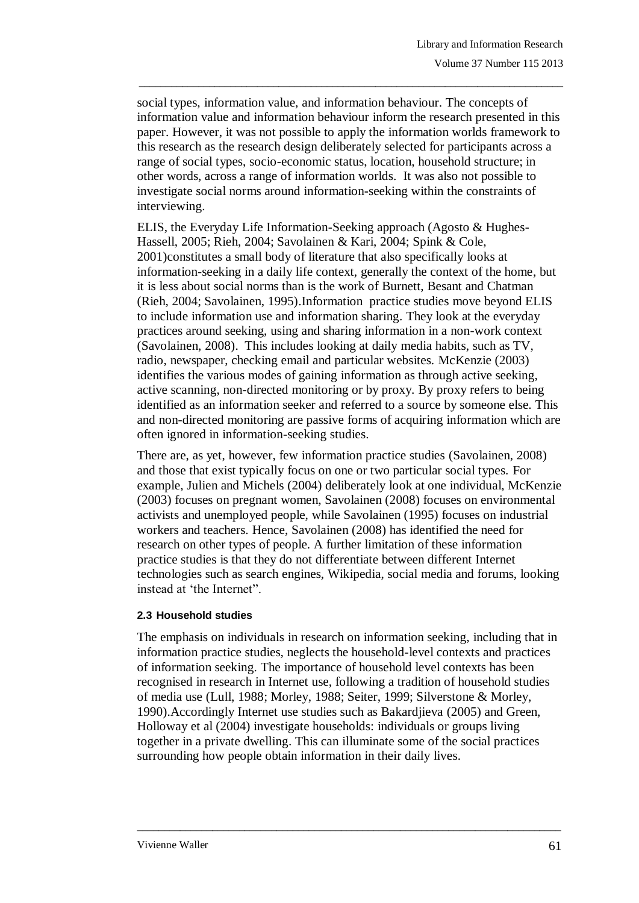social types, information value, and information behaviour. The concepts of information value and information behaviour inform the research presented in this paper. However, it was not possible to apply the information worlds framework to this research as the research design deliberately selected for participants across a range of social types, socio-economic status, location, household structure; in other words, across a range of information worlds. It was also not possible to investigate social norms around information-seeking within the constraints of interviewing.

ELIS, the Everyday Life Information-Seeking approach (Agosto & Hughes-Hassell, 2005; Rieh, 2004; Savolainen & Kari, 2004; Spink & Cole, 2001)constitutes a small body of literature that also specifically looks at information-seeking in a daily life context, generally the context of the home, but it is less about social norms than is the work of Burnett, Besant and Chatman (Rieh, 2004; Savolainen, 1995).Information practice studies move beyond ELIS to include information use and information sharing. They look at the everyday practices around seeking, using and sharing information in a non-work context (Savolainen, 2008). This includes looking at daily media habits, such as TV, radio, newspaper, checking email and particular websites. McKenzie (2003) identifies the various modes of gaining information as through active seeking, active scanning, non-directed monitoring or by proxy. By proxy refers to being identified as an information seeker and referred to a source by someone else. This and non-directed monitoring are passive forms of acquiring information which are often ignored in information-seeking studies.

There are, as yet, however, few information practice studies (Savolainen, 2008) and those that exist typically focus on one or two particular social types. For example, Julien and Michels (2004) deliberately look at one individual, McKenzie (2003) focuses on pregnant women, Savolainen (2008) focuses on environmental activists and unemployed people, while Savolainen (1995) focuses on industrial workers and teachers. Hence, Savolainen (2008) has identified the need for research on other types of people. A further limitation of these information practice studies is that they do not differentiate between different Internet technologies such as search engines, Wikipedia, social media and forums, looking instead at 'the Internet".

### 2.3 Household studies

The emphasis on individuals in research on information seeking, including that in information practice studies, neglects the household-level contexts and practices of information seeking. The importance of household level contexts has been recognised in research in Internet use, following a tradition of household studies of media use (Lull, 1988; Morley, 1988; Seiter, 1999; Silverstone & Morley, 1990).Accordingly Internet use studies such as Bakardjieva (2005) and Green, Holloway et al (2004) investigate households: individuals or groups living together in a private dwelling. This can illuminate some of the social practices surrounding how people obtain information in their daily lives.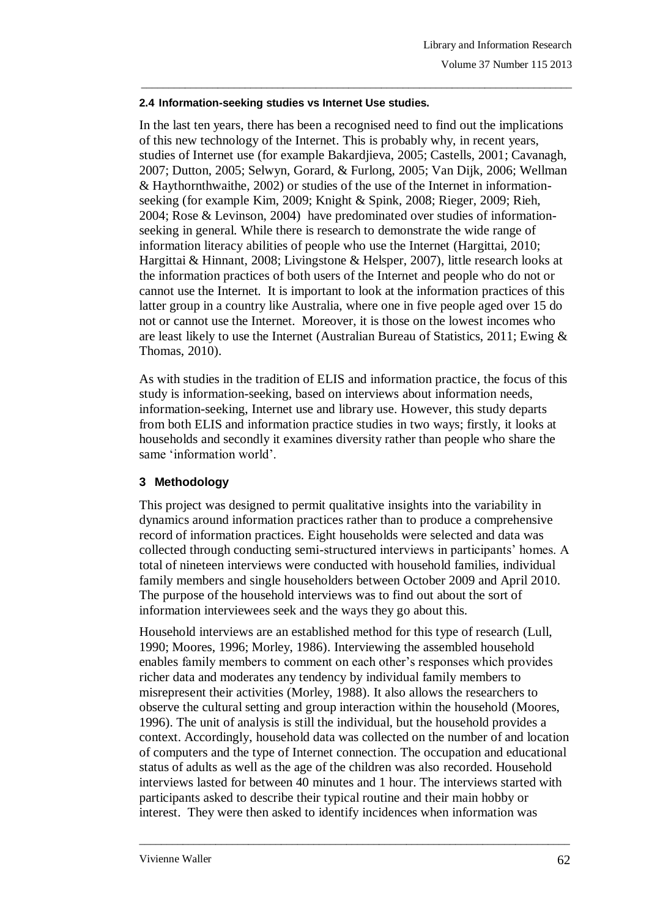### 2.4 Information-seeking studies vs Internet Use studies.

In the last ten years, there has been a recognised need to find out the implications of this new technology of the Internet. This is probably why, in recent years, studies of Internet use (for example Bakardjieva, 2005; Castells, 2001; Cavanagh, 2007; Dutton, 2005; Selwyn, Gorard, & Furlong, 2005; Van Dijk, 2006; Wellman & Haythornthwaithe, 2002) or studies of the use of the Internet in information-seeking (for example Kim, 2009; Knight & Spink, 2008; Rieger, 2009; Rieh, 2004; Rose & Levinson, 2004) have predominated over studies of information-seeking in general. While there is research to demonstrate the wide range of information literacy abilities of people who use the Internet (Hargittai, 2010; Hargittai & Hinnant, 2008; Livingstone & Helsper, 2007), little research looks at the information practices of both users of the Internet and people who do not or cannot use the Internet. It is important to look at the information practices of this latter group in a country like Australia, where one in five people aged over 15 do not or cannot use the Internet. Moreover, it is those on the lowest incomes who are least likely to use the Internet (Australian Bureau of Statistics, 2011; Ewing & Thomas, 2010).

As with studies in the tradition of ELIS and information practice, the focus of this study is information-seeking, based on interviews about information needs, information-seeking, Internet use and library use. However, this study departs from both ELIS and information practice studies in two ways; firstly, it looks at households and secondly it examines diversity rather than people who share the same 'information world'.

## 3 Methodology

This project was designed to permit qualitative insights into the variability in dynamics around information practices rather than to produce a comprehensive record of information practices. Eight households were selected and data was collected through conducting semi-structured interviews in participants' homes. A total of nineteen interviews were conducted with household families, individual family members and single householders between October 2009 and April 2010. The purpose of the household interviews was to find out about the sort of information interviewees seek and the ways they go about this.

Household interviews are an established method for this type of research (Lull, 1990; Moores, 1996; Morley, 1986). Interviewing the assembled household enables family members to comment on each other's responses which provides richer data and moderates any tendency by individual family members to misrepresent their activities (Morley, 1988). It also allows the researchers to observe the cultural setting and group interaction within the household (Moores, 1996). The unit of analysis is still the individual, but the household provides a context. Accordingly, household data was collected on the number of and location of computers and the type of Internet connection. The occupation and educational status of adults as well as the age of the children was also recorded. Household interviews lasted for between 40 minutes and 1 hour. The interviews started with participants asked to describe their typical routine and their main hobby or interest. They were then asked to identify incidences when information was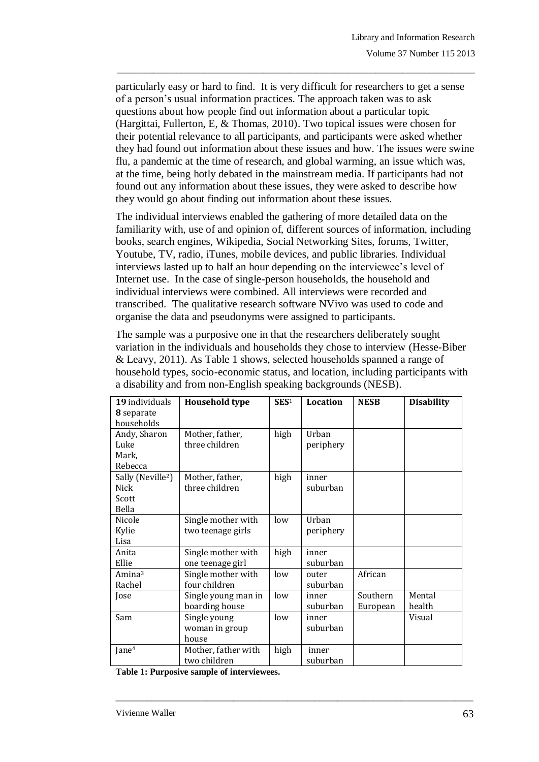particularly easy or hard to find. It is very difficult for researchers to get a sense of a person's usual information practices. The approach taken was to ask questions about how people find out information about a particular topic (Hargittai, Fullerton, E, & Thomas, 2010). Two topical issues were chosen for their potential relevance to all participants, and participants were asked whether they had found out information about these issues and how. The issues were swine flu, a pandemic at the time of research, and global warming, an issue which was, at the time, being hotly debated in the mainstream media. If participants had not found out any information about these issues, they were asked to describe how they would go about finding out information about these issues.

The individual interviews enabled the gathering of more detailed data on the familiarity with, use of and opinion of, different sources of information, including books, search engines, Wikipedia, Social Networking Sites, forums, Twitter, Youtube, TV, radio, iTunes, mobile devices, and public libraries. Individual interviews lasted up to half an hour depending on the interviewee's level of Internet use. In the case of single-person households, the household and individual interviews were combined. All interviews were recorded and transcribed. The qualitative research software NVivo was used to code and organise the data and pseudonyms were assigned to participants.

The sample was a purposive one in that the researchers deliberately sought variation in the individuals and households they chose to interview (Hesse-Biber & Leavy, 2011). As Table 1 shows, selected households spanned a range of household types, socio-economic status, and location, including participants with a disability and from non-English speaking backgrounds (NESB).

| **19** individuals **8** separate households | **Household type** | **SES**[1] | **Location** | **NESB** | **Disability** |
|---|---|---|---|---|---|
| Andy, Sharon Luke Mark, Rebecca | Mother, father, three children | high | Urban periphery | | |
| Sally (Neville[2]) Nick Scott Bella | Mother, father, three children | high | inner suburban | | |
| Nicole Kylie Lisa | Single mother with two teenage girls | low | Urban periphery | | |
| Anita Ellie | Single mother with one teenage girl | high | inner suburban | | |
| Amina[3] Rachel | Single mother with four children | low | outer suburban | African | |
| Jose | Single young man in boarding house | low | inner suburban | Southern European | Mental health |
| Sam | Single young woman in group house | low | inner suburban | | Visual |
| Jane[4] | Mother, father with two children | high | inner suburban | | |

**Table 1: Purposive sample of interviewees.**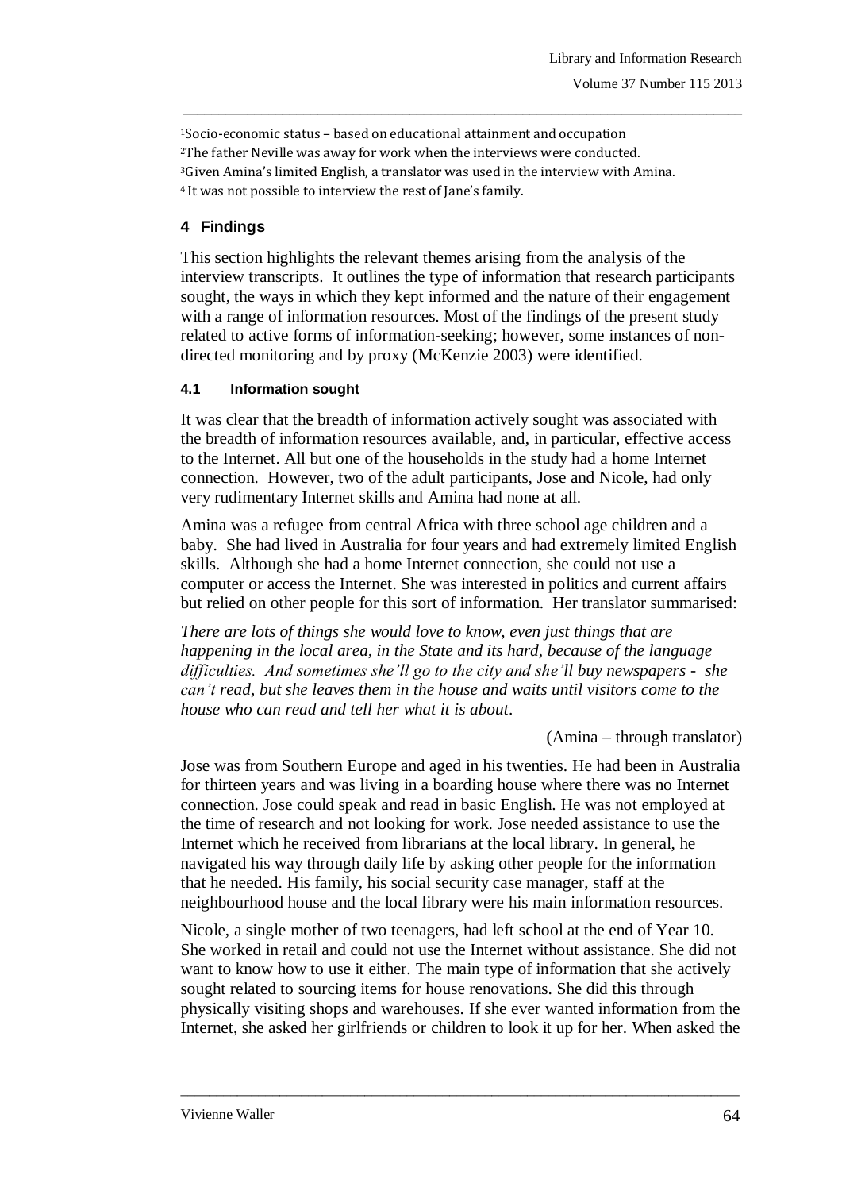[1]Socio-economic status – based on educational attainment and occupation

[2]The father Neville was away for work when the interviews were conducted.

[3]Given Amina's limited English, a translator was used in the interview with Amina.

[4]It was not possible to interview the rest of Jane's family.

## 4 Findings

This section highlights the relevant themes arising from the analysis of the interview transcripts. It outlines the type of information that research participants sought, the ways in which they kept informed and the nature of their engagement with a range of information resources. Most of the findings of the present study related to active forms of information-seeking; however, some instances of non-directed monitoring and by proxy (McKenzie 2003) were identified.

### 4.1 Information sought

It was clear that the breadth of information actively sought was associated with the breadth of information resources available, and, in particular, effective access to the Internet. All but one of the households in the study had a home Internet connection. However, two of the adult participants, Jose and Nicole, had only very rudimentary Internet skills and Amina had none at all.

Amina was a refugee from central Africa with three school age children and a baby. She had lived in Australia for four years and had extremely limited English skills. Although she had a home Internet connection, she could not use a computer or access the Internet. She was interested in politics and current affairs but relied on other people for this sort of information. Her translator summarised:

*There are lots of things she would love to know, even just things that are happening in the local area, in the State and its hard, because of the language difficulties. And sometimes she'll go to the city and she'll buy newspapers - she can't read, but she leaves them in the house and waits until visitors come to the house who can read and tell her what it is about*.

(Amina – through translator)

Jose was from Southern Europe and aged in his twenties. He had been in Australia for thirteen years and was living in a boarding house where there was no Internet connection. Jose could speak and read in basic English. He was not employed at the time of research and not looking for work. Jose needed assistance to use the Internet which he received from librarians at the local library. In general, he navigated his way through daily life by asking other people for the information that he needed. His family, his social security case manager, staff at the neighbourhood house and the local library were his main information resources.

Nicole, a single mother of two teenagers, had left school at the end of Year 10. She worked in retail and could not use the Internet without assistance. She did not want to know how to use it either. The main type of information that she actively sought related to sourcing items for house renovations. She did this through physically visiting shops and warehouses. If she ever wanted information from the Internet, she asked her girlfriends or children to look it up for her. When asked the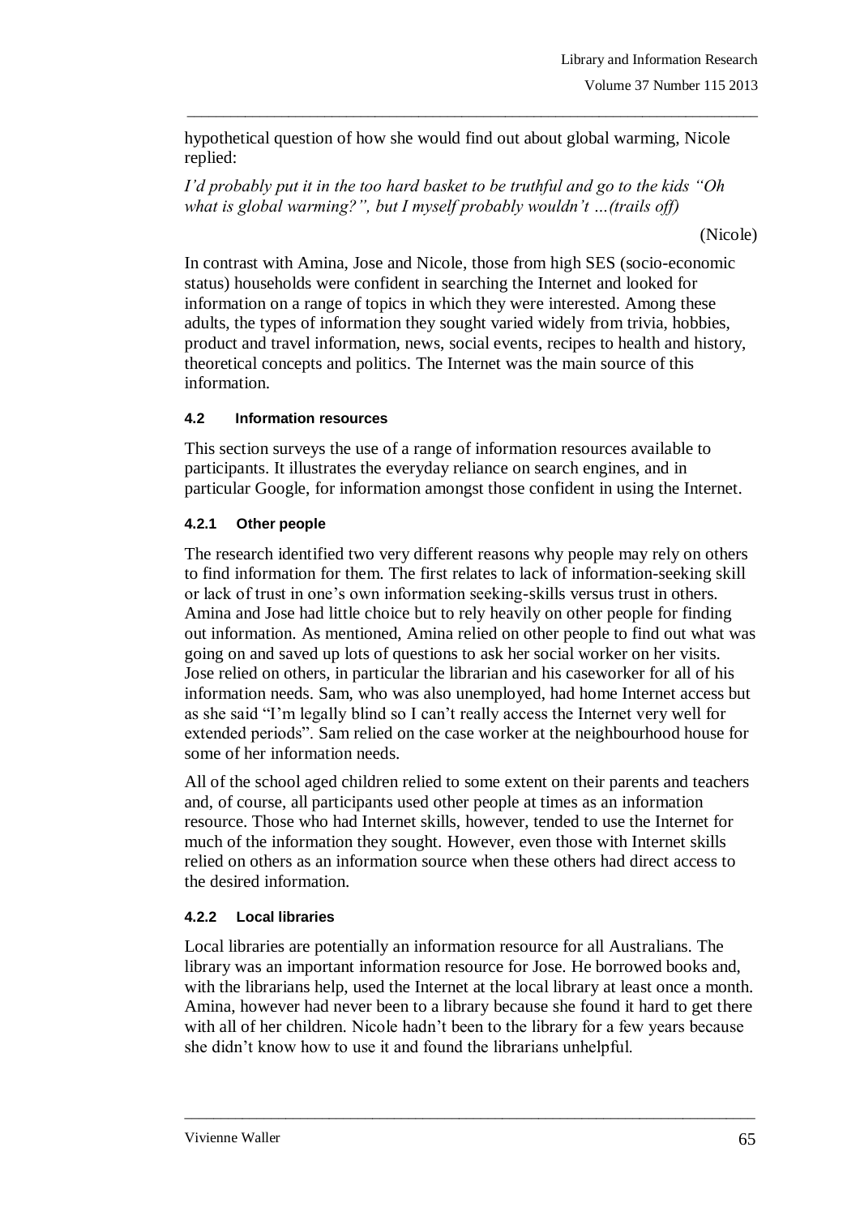hypothetical question of how she would find out about global warming, Nicole replied:

*I'd probably put it in the too hard basket to be truthful and go to the kids "Oh what is global warming?", but I myself probably wouldn't …(trails off)*

(Nicole)

In contrast with Amina, Jose and Nicole, those from high SES (socio-economic status) households were confident in searching the Internet and looked for information on a range of topics in which they were interested. Among these adults, the types of information they sought varied widely from trivia, hobbies, product and travel information, news, social events, recipes to health and history, theoretical concepts and politics. The Internet was the main source of this information.

### 4.2 Information resources

This section surveys the use of a range of information resources available to participants. It illustrates the everyday reliance on search engines, and in particular Google, for information amongst those confident in using the Internet.

#### 4.2.1 Other people

The research identified two very different reasons why people may rely on others to find information for them. The first relates to lack of information-seeking skill or lack of trust in one's own information seeking-skills versus trust in others. Amina and Jose had little choice but to rely heavily on other people for finding out information. As mentioned, Amina relied on other people to find out what was going on and saved up lots of questions to ask her social worker on her visits. Jose relied on others, in particular the librarian and his caseworker for all of his information needs. Sam, who was also unemployed, had home Internet access but as she said "I'm legally blind so I can't really access the Internet very well for extended periods". Sam relied on the case worker at the neighbourhood house for some of her information needs.

All of the school aged children relied to some extent on their parents and teachers and, of course, all participants used other people at times as an information resource. Those who had Internet skills, however, tended to use the Internet for much of the information they sought. However, even those with Internet skills relied on others as an information source when these others had direct access to the desired information.

#### 4.2.2 Local libraries

Local libraries are potentially an information resource for all Australians. The library was an important information resource for Jose. He borrowed books and, with the librarians help, used the Internet at the local library at least once a month. Amina, however had never been to a library because she found it hard to get there with all of her children. Nicole hadn't been to the library for a few years because she didn't know how to use it and found the librarians unhelpful.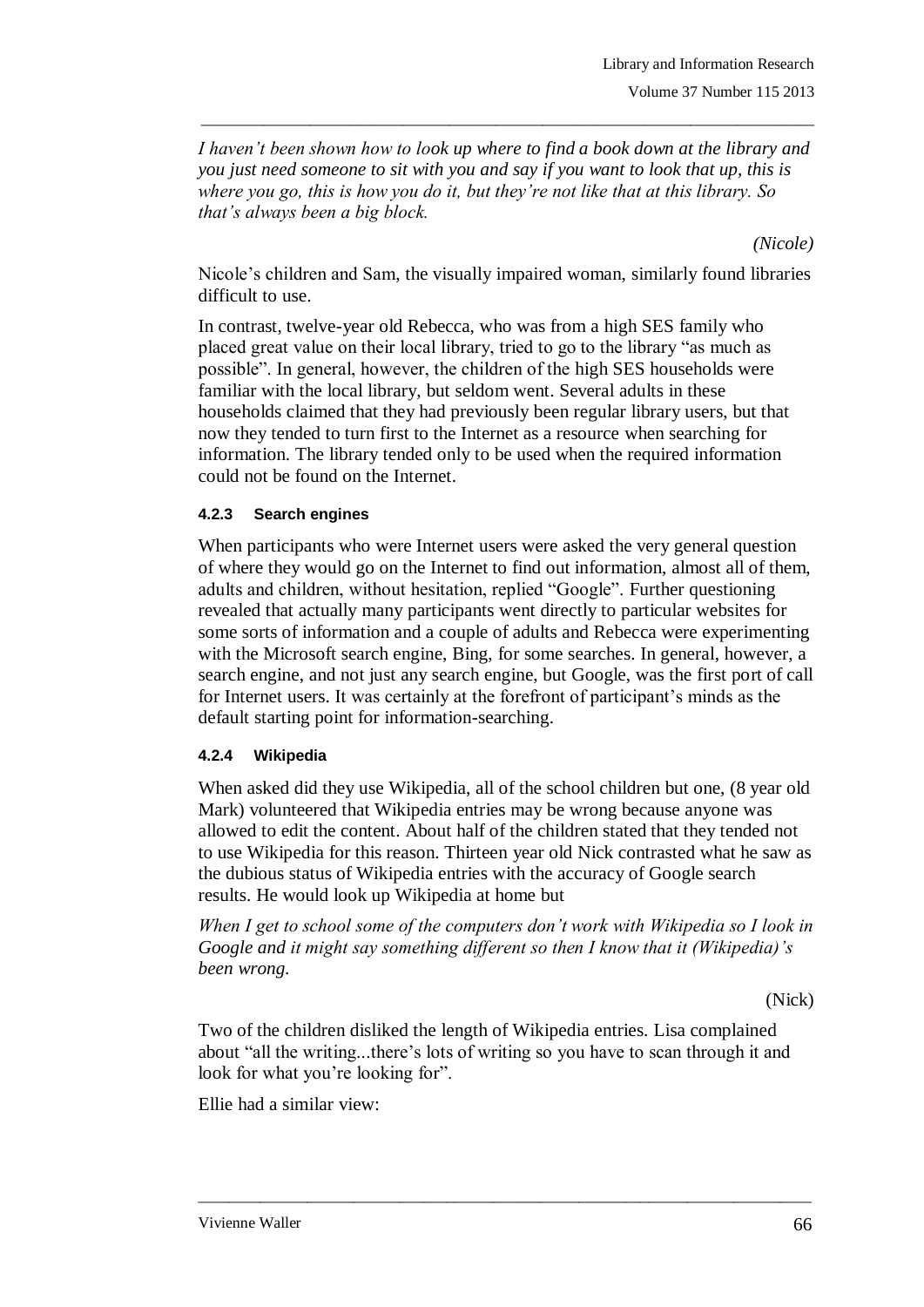*I haven't been shown how to look up where to find a book down at the library and you just need someone to sit with you and say if you want to look that up, this is where you go, this is how you do it, but they're not like that at this library. So that's always been a big block.*

*(Nicole)*

Nicole's children and Sam, the visually impaired woman, similarly found libraries difficult to use.

In contrast, twelve-year old Rebecca, who was from a high SES family who placed great value on their local library, tried to go to the library "as much as possible". In general, however, the children of the high SES households were familiar with the local library, but seldom went. Several adults in these households claimed that they had previously been regular library users, but that now they tended to turn first to the Internet as a resource when searching for information. The library tended only to be used when the required information could not be found on the Internet.

#### 4.2.3 Search engines

When participants who were Internet users were asked the very general question of where they would go on the Internet to find out information, almost all of them, adults and children, without hesitation, replied "Google". Further questioning revealed that actually many participants went directly to particular websites for some sorts of information and a couple of adults and Rebecca were experimenting with the Microsoft search engine, Bing, for some searches. In general, however, a search engine, and not just any search engine, but Google, was the first port of call for Internet users. It was certainly at the forefront of participant's minds as the default starting point for information-searching.

#### 4.2.4 Wikipedia

When asked did they use Wikipedia, all of the school children but one, (8 year old Mark) volunteered that Wikipedia entries may be wrong because anyone was allowed to edit the content. About half of the children stated that they tended not to use Wikipedia for this reason. Thirteen year old Nick contrasted what he saw as the dubious status of Wikipedia entries with the accuracy of Google search results. He would look up Wikipedia at home but

*When I get to school some of the computers don't work with Wikipedia so I look in Google and it might say something different so then I know that it (Wikipedia)'s been wrong.*

(Nick)

Two of the children disliked the length of Wikipedia entries. Lisa complained about "all the writing...there's lots of writing so you have to scan through it and look for what you're looking for".

Ellie had a similar view: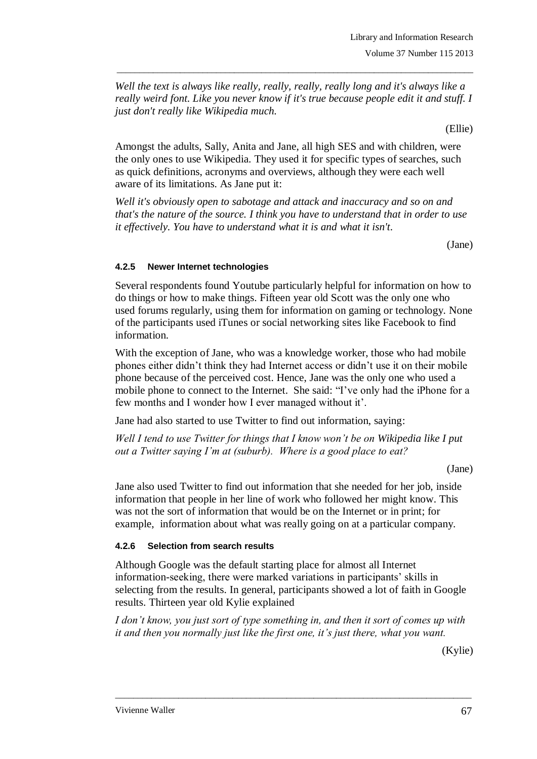*Well the text is always like really, really, really, really long and it's always like a really weird font. Like you never know if it's true because people edit it and stuff. I just don't really like Wikipedia much.*

(Ellie)

Amongst the adults, Sally, Anita and Jane, all high SES and with children, were the only ones to use Wikipedia. They used it for specific types of searches, such as quick definitions, acronyms and overviews, although they were each well aware of its limitations. As Jane put it:

*Well it's obviously open to sabotage and attack and inaccuracy and so on and that's the nature of the source. I think you have to understand that in order to use it effectively. You have to understand what it is and what it isn't.*

(Jane)

#### 4.2.5 Newer Internet technologies

Several respondents found Youtube particularly helpful for information on how to do things or how to make things. Fifteen year old Scott was the only one who used forums regularly, using them for information on gaming or technology. None of the participants used iTunes or social networking sites like Facebook to find information.

With the exception of Jane, who was a knowledge worker, those who had mobile phones either didn't think they had Internet access or didn't use it on their mobile phone because of the perceived cost. Hence, Jane was the only one who used a mobile phone to connect to the Internet. She said: "I've only had the iPhone for a few months and I wonder how I ever managed without it'.

Jane had also started to use Twitter to find out information, saying:

*Well I tend to use Twitter for things that I know won't be on Wikipedia like I put out a Twitter saying I'm at (suburb). Where is a good place to eat?*

(Jane)

Jane also used Twitter to find out information that she needed for her job, inside information that people in her line of work who followed her might know. This was not the sort of information that would be on the Internet or in print; for example, information about what was really going on at a particular company.

#### 4.2.6 Selection from search results

Although Google was the default starting place for almost all Internet information-seeking, there were marked variations in participants' skills in selecting from the results. In general, participants showed a lot of faith in Google results. Thirteen year old Kylie explained

*I don't know, you just sort of type something in, and then it sort of comes up with it and then you normally just like the first one, it's just there, what you want.*

(Kylie)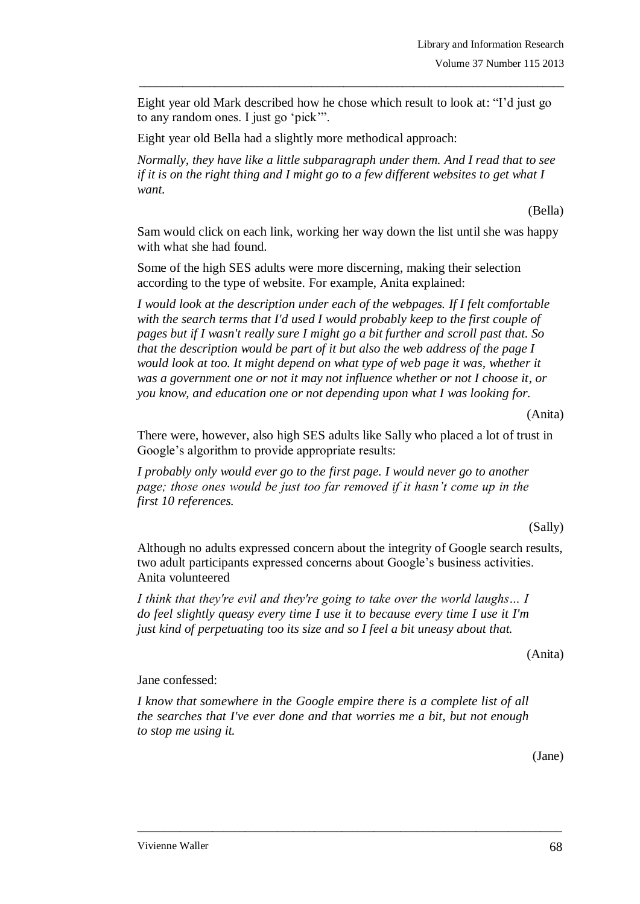Eight year old Mark described how he chose which result to look at: "I'd just go to any random ones. I just go 'pick'".

Eight year old Bella had a slightly more methodical approach:

*Normally, they have like a little subparagraph under them. And I read that to see if it is on the right thing and I might go to a few different websites to get what I want.*

(Bella)

Sam would click on each link, working her way down the list until she was happy with what she had found.

Some of the high SES adults were more discerning, making their selection according to the type of website. For example, Anita explained:

*I would look at the description under each of the webpages. If I felt comfortable with the search terms that I'd used I would probably keep to the first couple of pages but if I wasn't really sure I might go a bit further and scroll past that. So that the description would be part of it but also the web address of the page I would look at too. It might depend on what type of web page it was, whether it was a government one or not it may not influence whether or not I choose it, or you know, and education one or not depending upon what I was looking for.*

(Anita)

There were, however, also high SES adults like Sally who placed a lot of trust in Google's algorithm to provide appropriate results:

*I probably only would ever go to the first page. I would never go to another page; those ones would be just too far removed if it hasn't come up in the first 10 references.*

(Sally)

Although no adults expressed concern about the integrity of Google search results, two adult participants expressed concerns about Google's business activities. Anita volunteered

*I think that they're evil and they're going to take over the world laughs… I do feel slightly queasy every time I use it to because every time I use it I'm just kind of perpetuating too its size and so I feel a bit uneasy about that.*

(Anita)

Jane confessed:

*I know that somewhere in the Google empire there is a complete list of all the searches that I've ever done and that worries me a bit, but not enough to stop me using it.*

(Jane)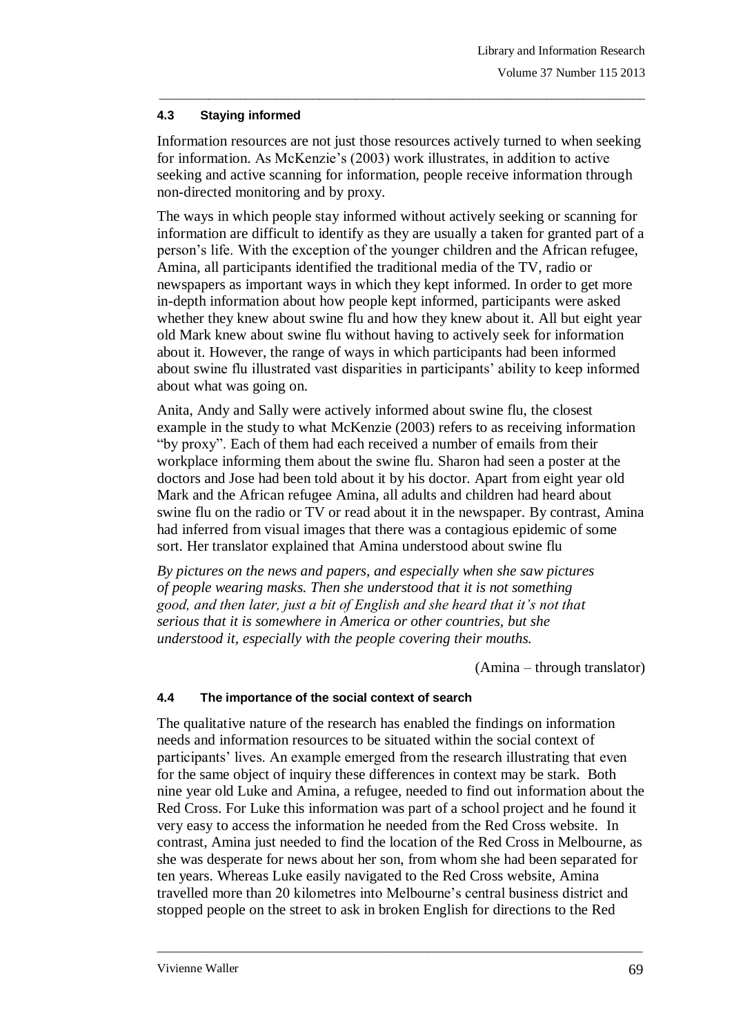### 4.3 Staying informed

Information resources are not just those resources actively turned to when seeking for information. As McKenzie's (2003) work illustrates, in addition to active seeking and active scanning for information, people receive information through non-directed monitoring and by proxy.

The ways in which people stay informed without actively seeking or scanning for information are difficult to identify as they are usually a taken for granted part of a person's life. With the exception of the younger children and the African refugee, Amina, all participants identified the traditional media of the TV, radio or newspapers as important ways in which they kept informed. In order to get more in-depth information about how people kept informed, participants were asked whether they knew about swine flu and how they knew about it. All but eight year old Mark knew about swine flu without having to actively seek for information about it. However, the range of ways in which participants had been informed about swine flu illustrated vast disparities in participants' ability to keep informed about what was going on.

Anita, Andy and Sally were actively informed about swine flu, the closest example in the study to what McKenzie (2003) refers to as receiving information "by proxy". Each of them had each received a number of emails from their workplace informing them about the swine flu. Sharon had seen a poster at the doctors and Jose had been told about it by his doctor. Apart from eight year old Mark and the African refugee Amina, all adults and children had heard about swine flu on the radio or TV or read about it in the newspaper. By contrast, Amina had inferred from visual images that there was a contagious epidemic of some sort. Her translator explained that Amina understood about swine flu

*By pictures on the news and papers, and especially when she saw pictures of people wearing masks. Then she understood that it is not something good, and then later, just a bit of English and she heard that it's not that serious that it is somewhere in America or other countries, but she understood it, especially with the people covering their mouths.*

(Amina – through translator)

### 4.4 The importance of the social context of search

The qualitative nature of the research has enabled the findings on information needs and information resources to be situated within the social context of participants' lives. An example emerged from the research illustrating that even for the same object of inquiry these differences in context may be stark. Both nine year old Luke and Amina, a refugee, needed to find out information about the Red Cross. For Luke this information was part of a school project and he found it very easy to access the information he needed from the Red Cross website. In contrast, Amina just needed to find the location of the Red Cross in Melbourne, as she was desperate for news about her son, from whom she had been separated for ten years. Whereas Luke easily navigated to the Red Cross website, Amina travelled more than 20 kilometres into Melbourne's central business district and stopped people on the street to ask in broken English for directions to the Red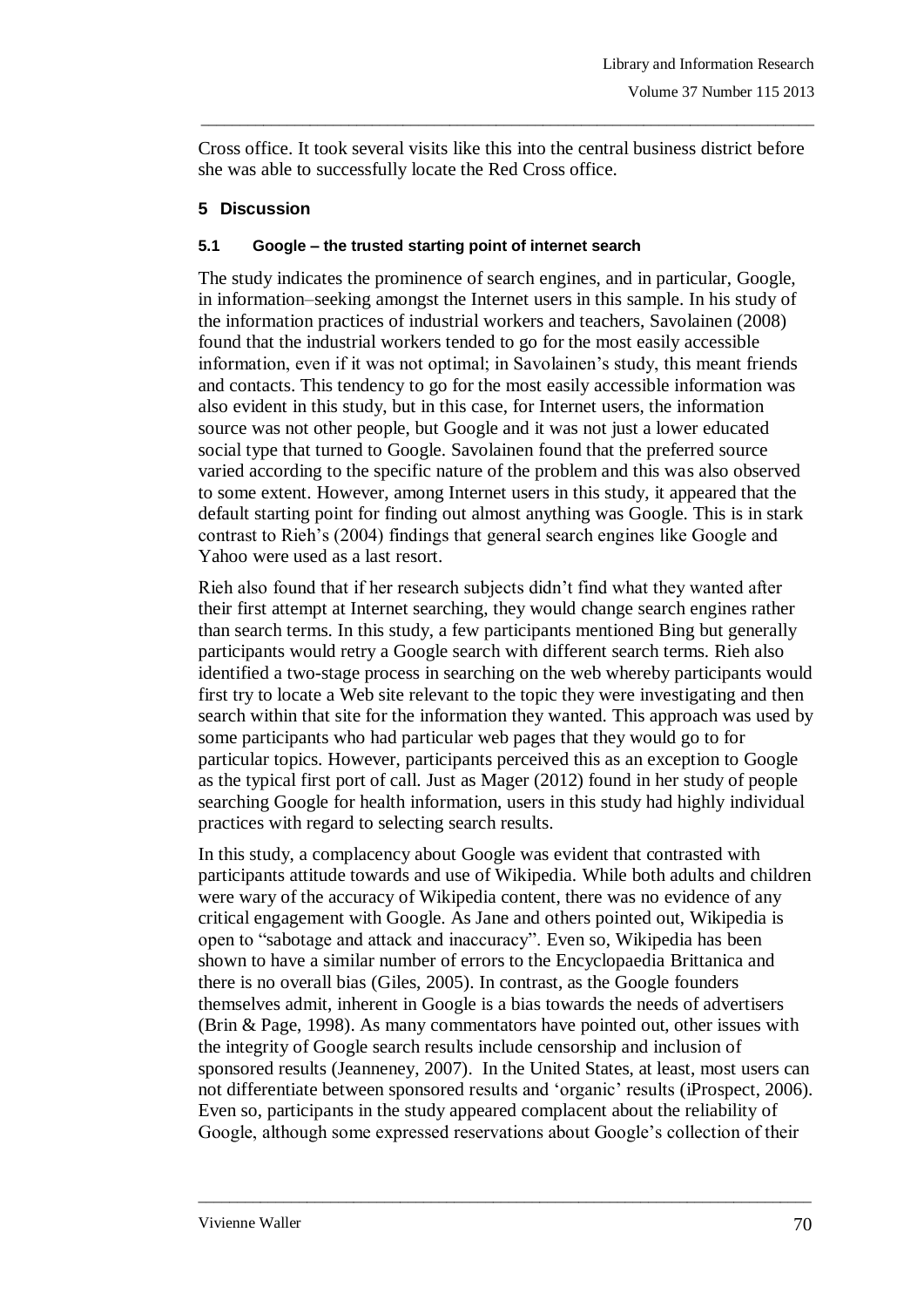Cross office. It took several visits like this into the central business district before she was able to successfully locate the Red Cross office.

## 5 Discussion

### 5.1 Google – the trusted starting point of internet search

The study indicates the prominence of search engines, and in particular, Google, in information–seeking amongst the Internet users in this sample. In his study of the information practices of industrial workers and teachers, Savolainen (2008) found that the industrial workers tended to go for the most easily accessible information, even if it was not optimal; in Savolainen's study, this meant friends and contacts. This tendency to go for the most easily accessible information was also evident in this study, but in this case, for Internet users, the information source was not other people, but Google and it was not just a lower educated social type that turned to Google. Savolainen found that the preferred source varied according to the specific nature of the problem and this was also observed to some extent. However, among Internet users in this study, it appeared that the default starting point for finding out almost anything was Google. This is in stark contrast to Rieh's (2004) findings that general search engines like Google and Yahoo were used as a last resort.

Rieh also found that if her research subjects didn't find what they wanted after their first attempt at Internet searching, they would change search engines rather than search terms. In this study, a few participants mentioned Bing but generally participants would retry a Google search with different search terms. Rieh also identified a two-stage process in searching on the web whereby participants would first try to locate a Web site relevant to the topic they were investigating and then search within that site for the information they wanted. This approach was used by some participants who had particular web pages that they would go to for particular topics. However, participants perceived this as an exception to Google as the typical first port of call. Just as Mager (2012) found in her study of people searching Google for health information, users in this study had highly individual practices with regard to selecting search results.

In this study, a complacency about Google was evident that contrasted with participants attitude towards and use of Wikipedia. While both adults and children were wary of the accuracy of Wikipedia content, there was no evidence of any critical engagement with Google. As Jane and others pointed out, Wikipedia is open to "sabotage and attack and inaccuracy". Even so, Wikipedia has been shown to have a similar number of errors to the Encyclopaedia Brittanica and there is no overall bias (Giles, 2005). In contrast, as the Google founders themselves admit, inherent in Google is a bias towards the needs of advertisers (Brin & Page, 1998). As many commentators have pointed out, other issues with the integrity of Google search results include censorship and inclusion of sponsored results (Jeanneney, 2007). In the United States, at least, most users can not differentiate between sponsored results and 'organic' results (iProspect, 2006). Even so, participants in the study appeared complacent about the reliability of Google, although some expressed reservations about Google's collection of their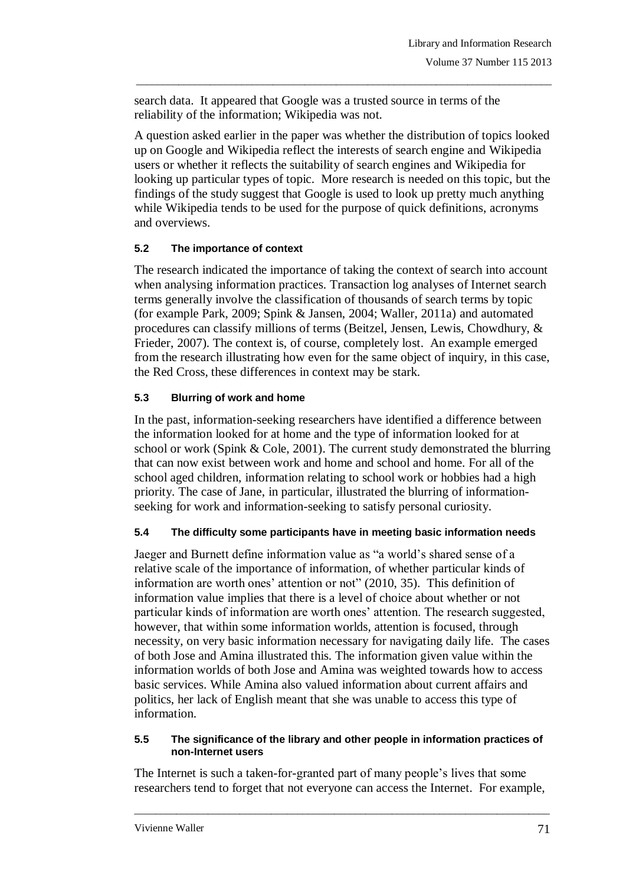search data. It appeared that Google was a trusted source in terms of the reliability of the information; Wikipedia was not.

A question asked earlier in the paper was whether the distribution of topics looked up on Google and Wikipedia reflect the interests of search engine and Wikipedia users or whether it reflects the suitability of search engines and Wikipedia for looking up particular types of topic. More research is needed on this topic, but the findings of the study suggest that Google is used to look up pretty much anything while Wikipedia tends to be used for the purpose of quick definitions, acronyms and overviews.

### 5.2 The importance of context

The research indicated the importance of taking the context of search into account when analysing information practices. Transaction log analyses of Internet search terms generally involve the classification of thousands of search terms by topic (for example Park, 2009; Spink & Jansen, 2004; Waller, 2011a) and automated procedures can classify millions of terms (Beitzel, Jensen, Lewis, Chowdhury, & Frieder, 2007). The context is, of course, completely lost. An example emerged from the research illustrating how even for the same object of inquiry, in this case, the Red Cross, these differences in context may be stark.

### 5.3 Blurring of work and home

In the past, information-seeking researchers have identified a difference between the information looked for at home and the type of information looked for at school or work (Spink & Cole, 2001). The current study demonstrated the blurring that can now exist between work and home and school and home. For all of the school aged children, information relating to school work or hobbies had a high priority. The case of Jane, in particular, illustrated the blurring of information-seeking for work and information-seeking to satisfy personal curiosity.

### 5.4 The difficulty some participants have in meeting basic information needs

Jaeger and Burnett define information value as "a world's shared sense of a relative scale of the importance of information, of whether particular kinds of information are worth ones' attention or not" (2010, 35). This definition of information value implies that there is a level of choice about whether or not particular kinds of information are worth ones' attention. The research suggested, however, that within some information worlds, attention is focused, through necessity, on very basic information necessary for navigating daily life. The cases of both Jose and Amina illustrated this. The information given value within the information worlds of both Jose and Amina was weighted towards how to access basic services. While Amina also valued information about current affairs and politics, her lack of English meant that she was unable to access this type of information.

### 5.5 The significance of the library and other people in information practices of non-Internet users

The Internet is such a taken-for-granted part of many people's lives that some researchers tend to forget that not everyone can access the Internet. For example,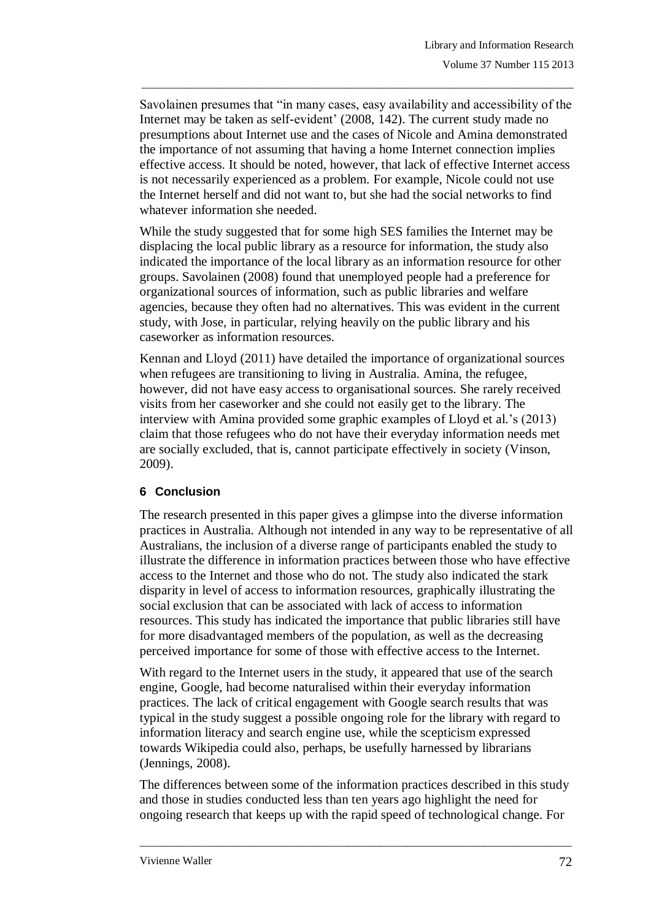Savolainen presumes that “in many cases, easy availability and accessibility of the Internet may be taken as self-evident’ (2008, 142). The current study made no presumptions about Internet use and the cases of Nicole and Amina demonstrated the importance of not assuming that having a home Internet connection implies effective access. It should be noted, however, that lack of effective Internet access is not necessarily experienced as a problem. For example, Nicole could not use the Internet herself and did not want to, but she had the social networks to find whatever information she needed.

While the study suggested that for some high SES families the Internet may be displacing the local public library as a resource for information, the study also indicated the importance of the local library as an information resource for other groups. Savolainen (2008) found that unemployed people had a preference for organizational sources of information, such as public libraries and welfare agencies, because they often had no alternatives. This was evident in the current study, with Jose, in particular, relying heavily on the public library and his caseworker as information resources.

Kennan and Lloyd (2011) have detailed the importance of organizational sources when refugees are transitioning to living in Australia. Amina, the refugee, however, did not have easy access to organisational sources. She rarely received visits from her caseworker and she could not easily get to the library. The interview with Amina provided some graphic examples of Lloyd et al.’s (2013) claim that those refugees who do not have their everyday information needs met are socially excluded, that is, cannot participate effectively in society (Vinson, 2009).

## 6 Conclusion

The research presented in this paper gives a glimpse into the diverse information practices in Australia. Although not intended in any way to be representative of all Australians, the inclusion of a diverse range of participants enabled the study to illustrate the difference in information practices between those who have effective access to the Internet and those who do not. The study also indicated the stark disparity in level of access to information resources, graphically illustrating the social exclusion that can be associated with lack of access to information resources. This study has indicated the importance that public libraries still have for more disadvantaged members of the population, as well as the decreasing perceived importance for some of those with effective access to the Internet.

With regard to the Internet users in the study, it appeared that use of the search engine, Google, had become naturalised within their everyday information practices. The lack of critical engagement with Google search results that was typical in the study suggest a possible ongoing role for the library with regard to information literacy and search engine use, while the scepticism expressed towards Wikipedia could also, perhaps, be usefully harnessed by librarians (Jennings, 2008).

The differences between some of the information practices described in this study and those in studies conducted less than ten years ago highlight the need for ongoing research that keeps up with the rapid speed of technological change. For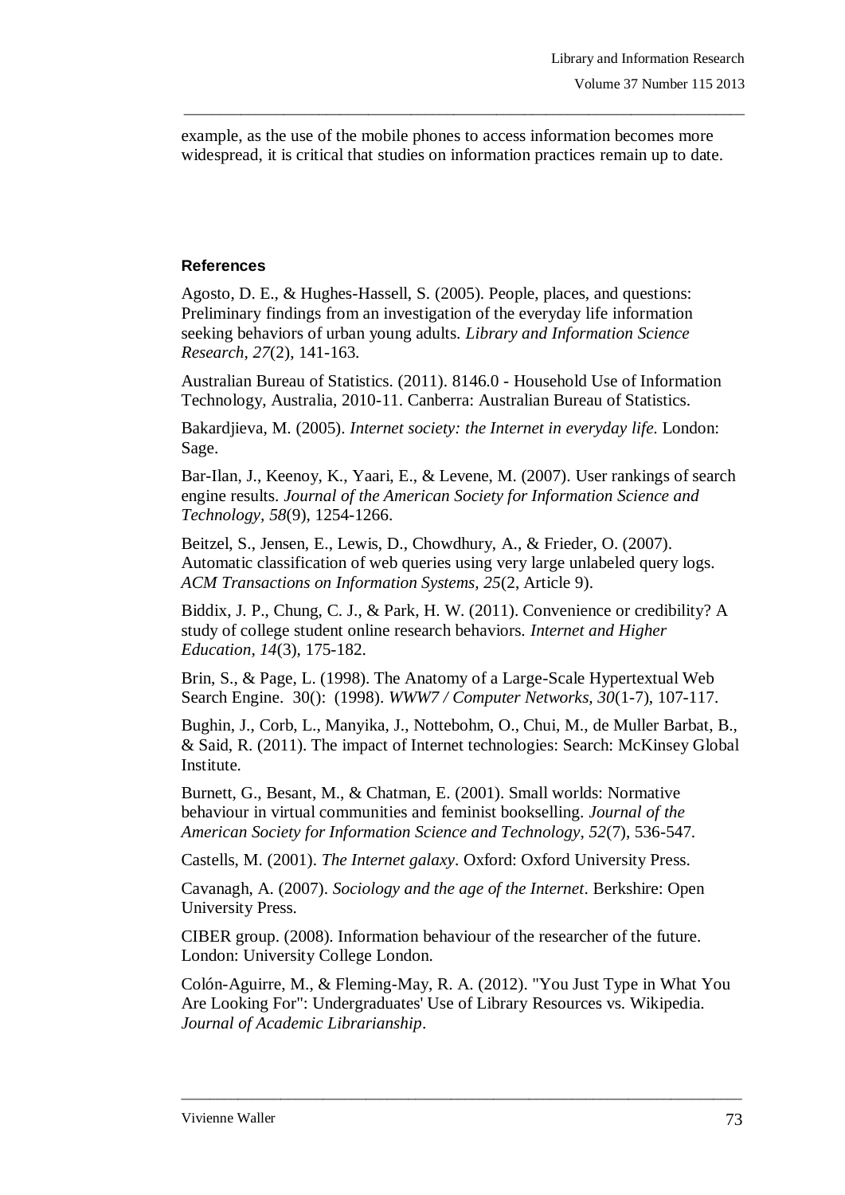example, as the use of the mobile phones to access information becomes more widespread, it is critical that studies on information practices remain up to date.

## References

Agosto, D. E., & Hughes-Hassell, S. (2005). People, places, and questions: Preliminary findings from an investigation of the everyday life information seeking behaviors of urban young adults. *Library and Information Science Research, 27*(2), 141-163.

Australian Bureau of Statistics. (2011). 8146.0 - Household Use of Information Technology, Australia, 2010-11. Canberra: Australian Bureau of Statistics.

Bakardjieva, M. (2005). *Internet society: the Internet in everyday life*. London: Sage.

Bar-Ilan, J., Keenoy, K., Yaari, E., & Levene, M. (2007). User rankings of search engine results. *Journal of the American Society for Information Science and Technology, 58*(9), 1254-1266.

Beitzel, S., Jensen, E., Lewis, D., Chowdhury, A., & Frieder, O. (2007). Automatic classification of web queries using very large unlabeled query logs. *ACM Transactions on Information Systems, 25*(2, Article 9).

Biddix, J. P., Chung, C. J., & Park, H. W. (2011). Convenience or credibility? A study of college student online research behaviors. *Internet and Higher Education, 14*(3), 175-182.

Brin, S., & Page, L. (1998). The Anatomy of a Large-Scale Hypertextual Web Search Engine. 30(): (1998). *WWW7 / Computer Networks, 30*(1-7), 107-117.

Bughin, J., Corb, L., Manyika, J., Nottebohm, O., Chui, M., de Muller Barbat, B., & Said, R. (2011). The impact of Internet technologies: Search: McKinsey Global Institute.

Burnett, G., Besant, M., & Chatman, E. (2001). Small worlds: Normative behaviour in virtual communities and feminist bookselling. *Journal of the American Society for Information Science and Technology, 52*(7), 536-547.

Castells, M. (2001). *The Internet galaxy*. Oxford: Oxford University Press.

Cavanagh, A. (2007). *Sociology and the age of the Internet*. Berkshire: Open University Press.

CIBER group. (2008). Information behaviour of the researcher of the future. London: University College London.

Colón-Aguirre, M., & Fleming-May, R. A. (2012). "You Just Type in What You Are Looking For": Undergraduates' Use of Library Resources vs. Wikipedia. *Journal of Academic Librarianship*.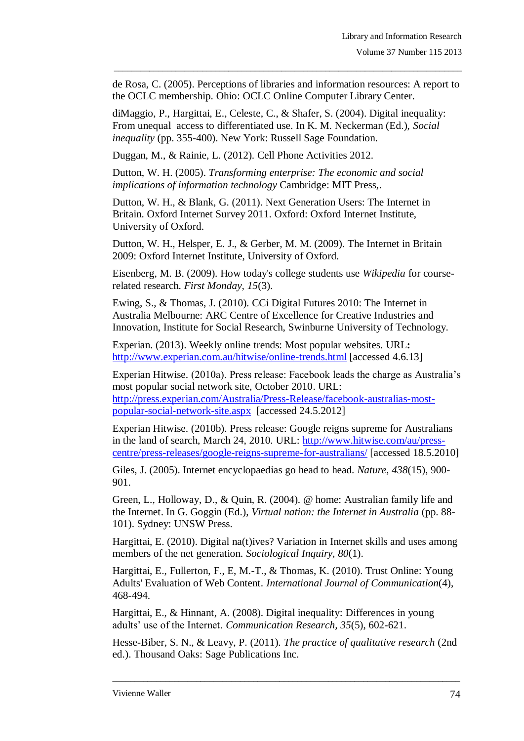de Rosa, C. (2005). Perceptions of libraries and information resources: A report to the OCLC membership. Ohio: OCLC Online Computer Library Center.

diMaggio, P., Hargittai, E., Celeste, C., & Shafer, S. (2004). Digital inequality: From unequal access to differentiated use. In K. M. Neckerman (Ed.), *Social inequality* (pp. 355-400). New York: Russell Sage Foundation.

Duggan, M., & Rainie, L. (2012). Cell Phone Activities 2012.

Dutton, W. H. (2005). *Transforming enterprise: The economic and social implications of information technology* Cambridge: MIT Press,.

Dutton, W. H., & Blank, G. (2011). Next Generation Users: The Internet in Britain. Oxford Internet Survey 2011. Oxford: Oxford Internet Institute, University of Oxford.

Dutton, W. H., Helsper, E. J., & Gerber, M. M. (2009). The Internet in Britain 2009: Oxford Internet Institute, University of Oxford.

Eisenberg, M. B. (2009). How today's college students use *Wikipedia* for course-related research. *First Monday, 15*(3).

Ewing, S., & Thomas, J. (2010). CCi Digital Futures 2010: The Internet in Australia Melbourne: ARC Centre of Excellence for Creative Industries and Innovation, Institute for Social Research, Swinburne University of Technology.

Experian. (2013). Weekly online trends: Most popular websites. URL**:** http://www.experian.com.au/hitwise/online-trends.html [accessed 4.6.13]

Experian Hitwise. (2010a). Press release: Facebook leads the charge as Australia's most popular social network site, October 2010. URL: http://press.experian.com/Australia/Press-Release/facebook-australias-most-popular-social-network-site.aspx [accessed 24.5.2012]

Experian Hitwise. (2010b). Press release: Google reigns supreme for Australians in the land of search, March 24, 2010. URL: http://www.hitwise.com/au/press-centre/press-releases/google-reigns-supreme-for-australians/ [accessed 18.5.2010]

Giles, J. (2005). Internet encyclopaedias go head to head. *Nature, 438*(15), 900-901.

Green, L., Holloway, D., & Quin, R. (2004). @ home: Australian family life and the Internet. In G. Goggin (Ed.), *Virtual nation: the Internet in Australia* (pp. 88-101). Sydney: UNSW Press.

Hargittai, E. (2010). Digital na(t)ives? Variation in Internet skills and uses among members of the net generation. *Sociological Inquiry, 80*(1).

Hargittai, E., Fullerton, F., E, M.-T., & Thomas, K. (2010). Trust Online: Young Adults' Evaluation of Web Content. *International Journal of Communication*(4), 468-494.

Hargittai, E., & Hinnant, A. (2008). Digital inequality: Differences in young adults' use of the Internet. *Communication Research, 35*(5), 602-621.

Hesse-Biber, S. N., & Leavy, P. (2011). *The practice of qualitative research* (2nd ed.). Thousand Oaks: Sage Publications Inc.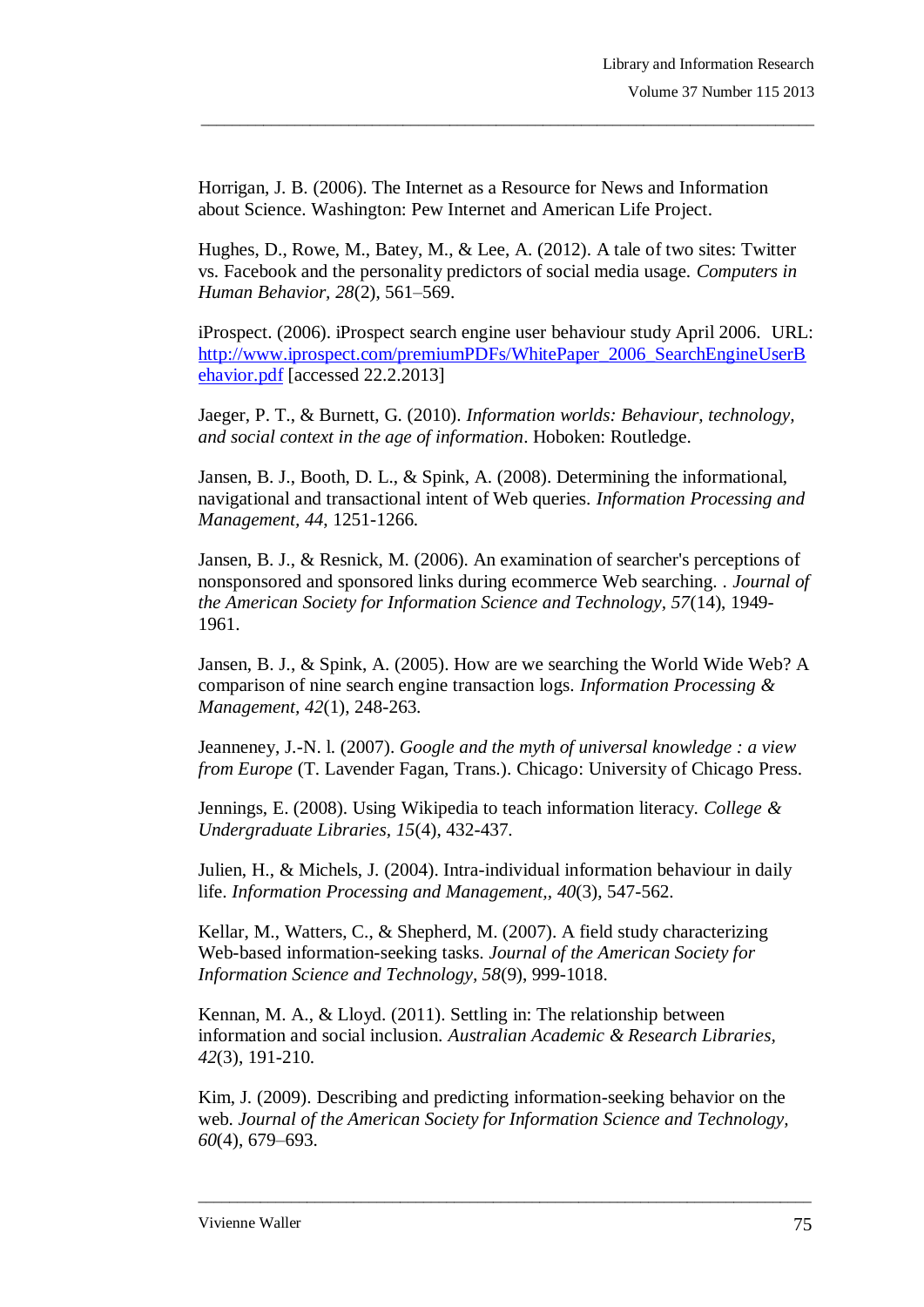Horrigan, J. B. (2006). The Internet as a Resource for News and Information about Science. Washington: Pew Internet and American Life Project.

Hughes, D., Rowe, M., Batey, M., & Lee, A. (2012). A tale of two sites: Twitter vs. Facebook and the personality predictors of social media usage. *Computers in Human Behavior, 28*(2), 561–569.

iProspect. (2006). iProspect search engine user behaviour study April 2006. URL: http://www.iprospect.com/premiumPDFs/WhitePaper_2006_SearchEngineUserBehavior.pdf [accessed 22.2.2013]

Jaeger, P. T., & Burnett, G. (2010). *Information worlds: Behaviour, technology, and social context in the age of information*. Hoboken: Routledge.

Jansen, B. J., Booth, D. L., & Spink, A. (2008). Determining the informational, navigational and transactional intent of Web queries. *Information Processing and Management, 44*, 1251-1266.

Jansen, B. J., & Resnick, M. (2006). An examination of searcher's perceptions of nonsponsored and sponsored links during ecommerce Web searching. . *Journal of the American Society for Information Science and Technology, 57*(14), 1949-1961.

Jansen, B. J., & Spink, A. (2005). How are we searching the World Wide Web? A comparison of nine search engine transaction logs. *Information Processing & Management, 42*(1), 248-263.

Jeanneney, J.-N. l. (2007). *Google and the myth of universal knowledge : a view from Europe* (T. Lavender Fagan, Trans.). Chicago: University of Chicago Press.

Jennings, E. (2008). Using Wikipedia to teach information literacy. *College & Undergraduate Libraries, 15*(4), 432-437.

Julien, H., & Michels, J. (2004). Intra-individual information behaviour in daily life. *Information Processing and Management,, 40*(3), 547-562.

Kellar, M., Watters, C., & Shepherd, M. (2007). A field study characterizing Web-based information-seeking tasks. *Journal of the American Society for Information Science and Technology, 58*(9), 999-1018.

Kennan, M. A., & Lloyd. (2011). Settling in: The relationship between information and social inclusion. *Australian Academic & Research Libraries, 42*(3), 191-210.

Kim, J. (2009). Describing and predicting information-seeking behavior on the web. *Journal of the American Society for Information Science and Technology, 60*(4), 679–693.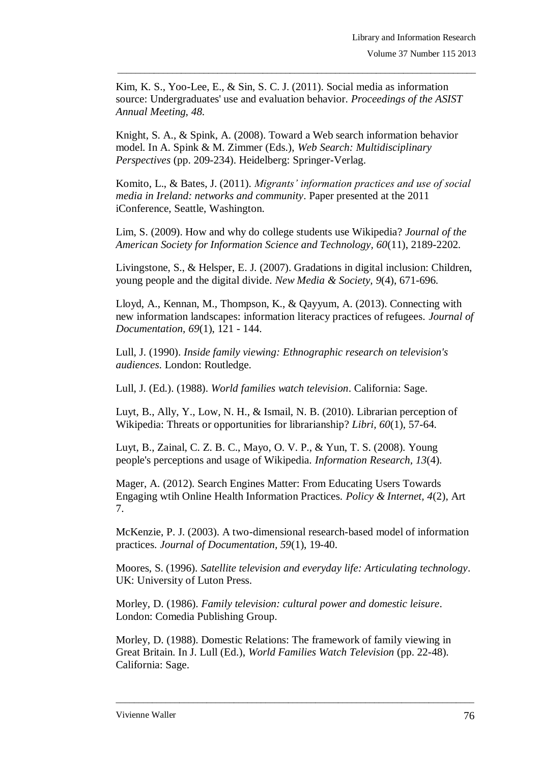Kim, K. S., Yoo-Lee, E., & Sin, S. C. J. (2011). Social media as information source: Undergraduates' use and evaluation behavior. *Proceedings of the ASIST Annual Meeting, 48*.

Knight, S. A., & Spink, A. (2008). Toward a Web search information behavior model. In A. Spink & M. Zimmer (Eds.), *Web Search: Multidisciplinary Perspectives* (pp. 209-234). Heidelberg: Springer-Verlag.

Komito, L., & Bates, J. (2011). *Migrants' information practices and use of social media in Ireland: networks and community*. Paper presented at the 2011 iConference, Seattle, Washington.

Lim, S. (2009). How and why do college students use Wikipedia? *Journal of the American Society for Information Science and Technology, 60*(11), 2189-2202.

Livingstone, S., & Helsper, E. J. (2007). Gradations in digital inclusion: Children, young people and the digital divide. *New Media & Society, 9*(4), 671-696.

Lloyd, A., Kennan, M., Thompson, K., & Qayyum, A. (2013). Connecting with new information landscapes: information literacy practices of refugees. *Journal of Documentation, 69*(1), 121 - 144.

Lull, J. (1990). *Inside family viewing: Ethnographic research on television's audiences*. London: Routledge.

Lull, J. (Ed.). (1988). *World families watch television*. California: Sage.

Luyt, B., Ally, Y., Low, N. H., & Ismail, N. B. (2010). Librarian perception of Wikipedia: Threats or opportunities for librarianship? *Libri, 60*(1), 57-64.

Luyt, B., Zainal, C. Z. B. C., Mayo, O. V. P., & Yun, T. S. (2008). Young people's perceptions and usage of Wikipedia. *Information Research, 13*(4).

Mager, A. (2012). Search Engines Matter: From Educating Users Towards Engaging wtih Online Health Information Practices. *Policy & Internet, 4*(2), Art 7.

McKenzie, P. J. (2003). A two-dimensional research-based model of information practices. *Journal of Documentation, 59*(1), 19-40.

Moores, S. (1996). *Satellite television and everyday life: Articulating technology*. UK: University of Luton Press.

Morley, D. (1986). *Family television: cultural power and domestic leisure*. London: Comedia Publishing Group.

Morley, D. (1988). Domestic Relations: The framework of family viewing in Great Britain. In J. Lull (Ed.), *World Families Watch Television* (pp. 22-48). California: Sage.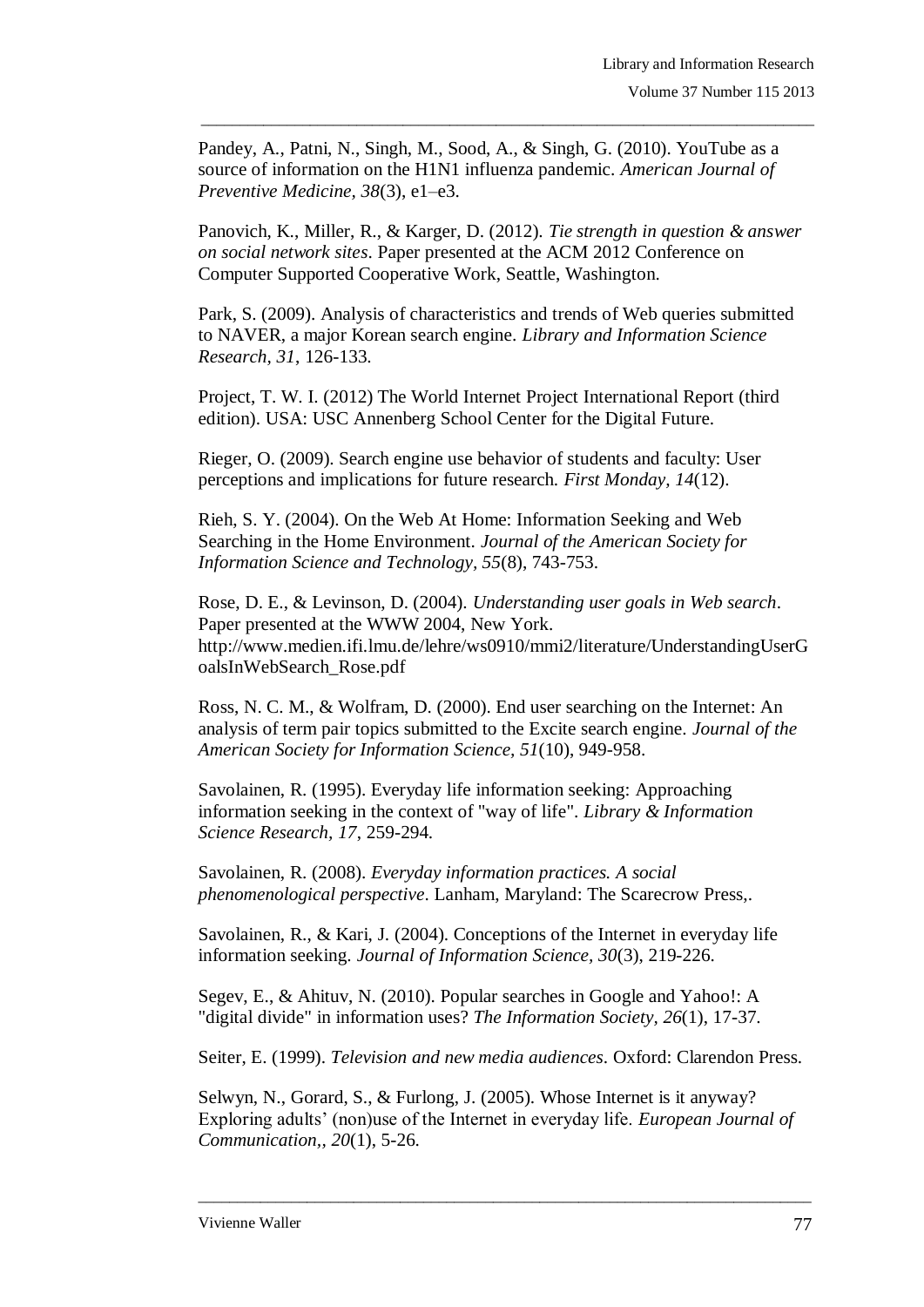Pandey, A., Patni, N., Singh, M., Sood, A., & Singh, G. (2010). YouTube as a source of information on the H1N1 influenza pandemic. *American Journal of Preventive Medicine, 38*(3), e1–e3.

Panovich, K., Miller, R., & Karger, D. (2012). *Tie strength in question & answer on social network sites*. Paper presented at the ACM 2012 Conference on Computer Supported Cooperative Work, Seattle, Washington.

Park, S. (2009). Analysis of characteristics and trends of Web queries submitted to NAVER, a major Korean search engine. *Library and Information Science Research, 31*, 126-133.

Project, T. W. I. (2012) The World Internet Project International Report (third edition). USA: USC Annenberg School Center for the Digital Future.

Rieger, O. (2009). Search engine use behavior of students and faculty: User perceptions and implications for future research. *First Monday, 14*(12).

Rieh, S. Y. (2004). On the Web At Home: Information Seeking and Web Searching in the Home Environment. *Journal of the American Society for Information Science and Technology, 55*(8), 743-753.

Rose, D. E., & Levinson, D. (2004). *Understanding user goals in Web search*. Paper presented at the WWW 2004, New York. http://www.medien.ifi.lmu.de/lehre/ws0910/mmi2/literature/UnderstandingUserGoalsInWebSearch_Rose.pdf

Ross, N. C. M., & Wolfram, D. (2000). End user searching on the Internet: An analysis of term pair topics submitted to the Excite search engine. *Journal of the American Society for Information Science, 51*(10), 949-958.

Savolainen, R. (1995). Everyday life information seeking: Approaching information seeking in the context of "way of life". *Library & Information Science Research, 17*, 259-294.

Savolainen, R. (2008). *Everyday information practices. A social phenomenological perspective*. Lanham, Maryland: The Scarecrow Press,.

Savolainen, R., & Kari, J. (2004). Conceptions of the Internet in everyday life information seeking. *Journal of Information Science, 30*(3), 219-226.

Segev, E., & Ahituv, N. (2010). Popular searches in Google and Yahoo!: A "digital divide" in information uses? *The Information Society, 26*(1), 17-37.

Seiter, E. (1999). *Television and new media audiences*. Oxford: Clarendon Press.

Selwyn, N., Gorard, S., & Furlong, J. (2005). Whose Internet is it anyway? Exploring adults' (non)use of the Internet in everyday life. *European Journal of Communication,, 20*(1), 5-26.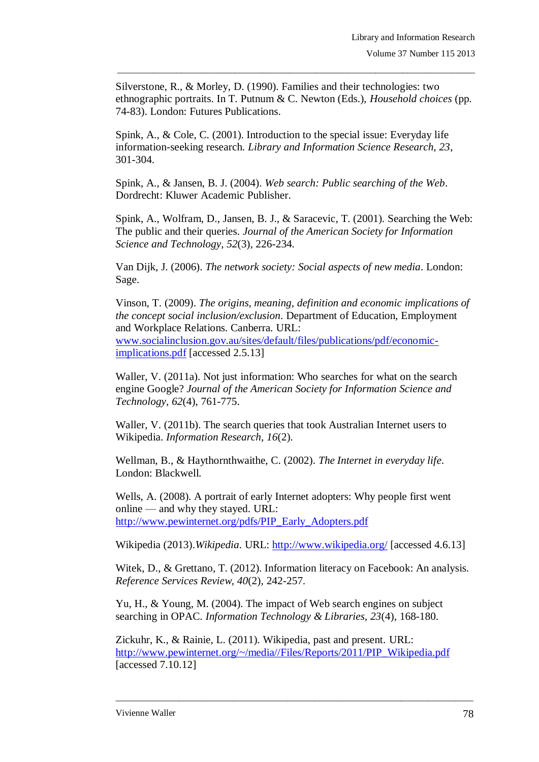Silverstone, R., & Morley, D. (1990). Families and their technologies: two ethnographic portraits. In T. Putnum & C. Newton (Eds.), *Household choices* (pp. 74-83). London: Futures Publications.

Spink, A., & Cole, C. (2001). Introduction to the special issue: Everyday life information-seeking research. *Library and Information Science Research, 23,* 301-304.

Spink, A., & Jansen, B. J. (2004). *Web search: Public searching of the Web*. Dordrecht: Kluwer Academic Publisher.

Spink, A., Wolfram, D., Jansen, B. J., & Saracevic, T. (2001). Searching the Web: The public and their queries. *Journal of the American Society for Information Science and Technology, 52*(3), 226-234.

Van Dijk, J. (2006). *The network society: Social aspects of new media*. London: Sage.

Vinson, T. (2009). *The origins, meaning, definition and economic implications of the concept social inclusion/exclusion*. Department of Education, Employment and Workplace Relations. Canberra. URL: [www.socialinclusion.gov.au/sites/default/files/publications/pdf/economic-implications.pdf](www.socialinclusion.gov.au/sites/default/files/publications/pdf/economic-implications.pdf) [accessed 2.5.13]

Waller, V. (2011a). Not just information: Who searches for what on the search engine Google? *Journal of the American Society for Information Science and Technology, 62*(4), 761-775.

Waller, V. (2011b). The search queries that took Australian Internet users to Wikipedia. *Information Research, 16*(2).

Wellman, B., & Haythornthwaithe, C. (2002). *The Internet in everyday life*. London: Blackwell.

Wells, A. (2008). A portrait of early Internet adopters: Why people first went online — and why they stayed. URL: [http://www.pewinternet.org/pdfs/PIP_Early_Adopters.pdf](http://www.pewinternet.org/pdfs/PIP_Early_Adopters.pdf)

Wikipedia (2013).*Wikipedia*. URL: [http://www.wikipedia.org/](http://www.wikipedia.org/) [accessed 4.6.13]

Witek, D., & Grettano, T. (2012). Information literacy on Facebook: An analysis. *Reference Services Review, 40*(2), 242-257.

Yu, H., & Young, M. (2004). The impact of Web search engines on subject searching in OPAC. *Information Technology & Libraries, 23*(4), 168-180.

Zickuhr, K., & Rainie, L. (2011). Wikipedia, past and present. URL: [http://www.pewinternet.org/~/media//Files/Reports/2011/PIP_Wikipedia.pdf](http://www.pewinternet.org/~/media//Files/Reports/2011/PIP_Wikipedia.pdf) [accessed 7.10.12]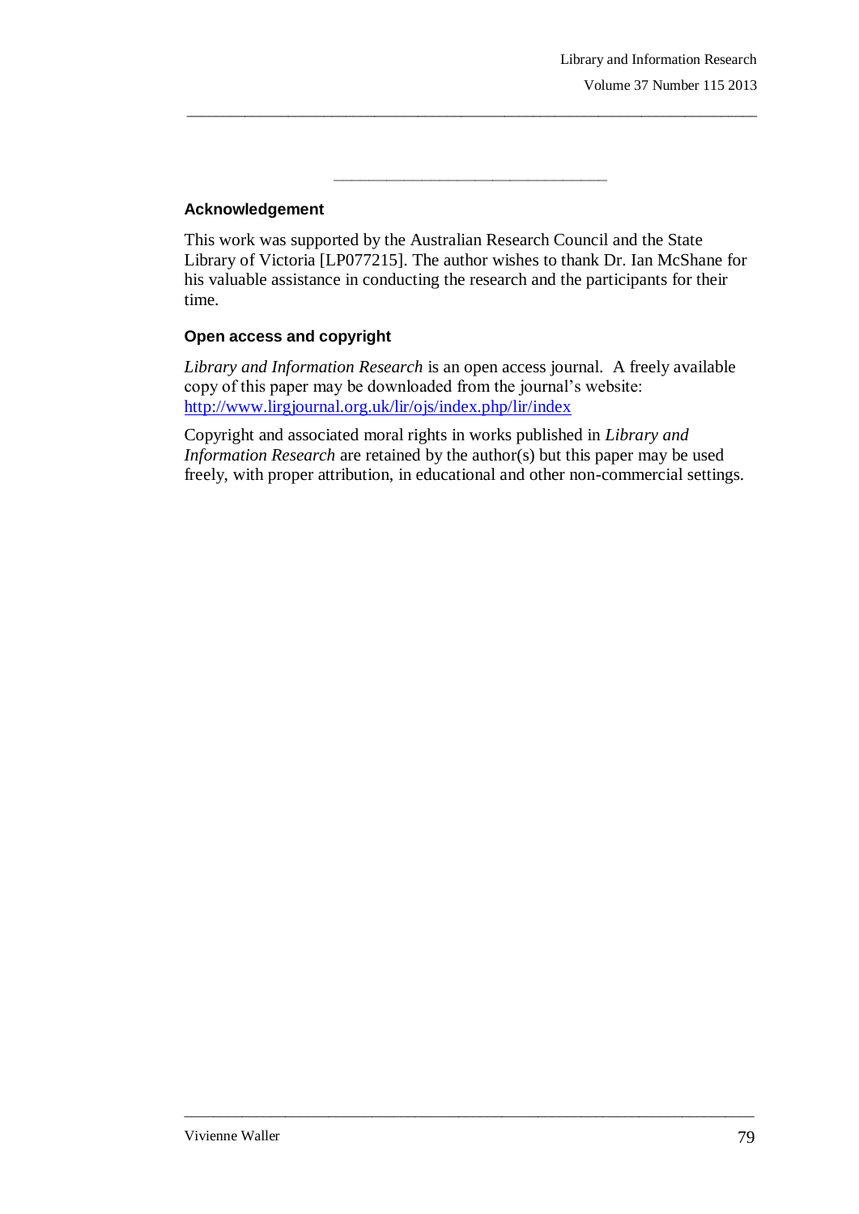## Acknowledgement

This work was supported by the Australian Research Council and the State Library of Victoria [LP077215]. The author wishes to thank Dr. Ian McShane for his valuable assistance in conducting the research and the participants for their time.

## Open access and copyright

*Library and Information Research* is an open access journal. A freely available copy of this paper may be downloaded from the journal's website: http://www.lirgjournal.org.uk/lir/ojs/index.php/lir/index

Copyright and associated moral rights in works published in *Library and Information Research* are retained by the author(s) but this paper may be used freely, with proper attribution, in educational and other non-commercial settings.